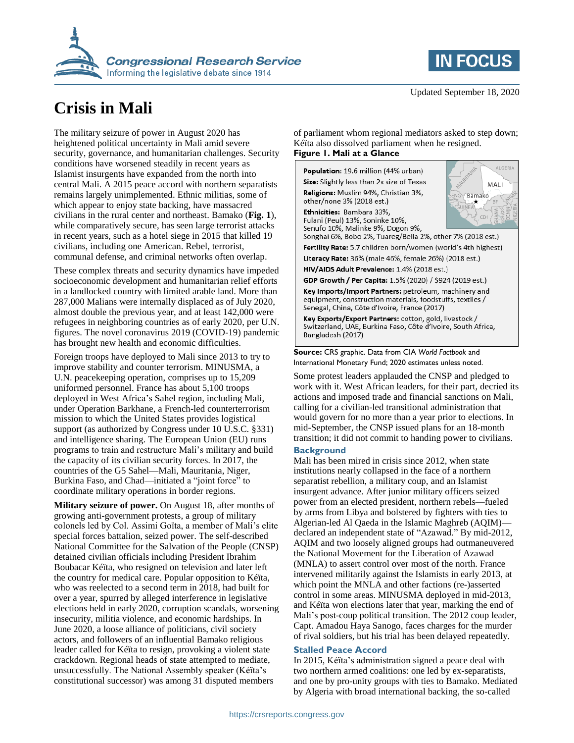# Crisis in Mali

Updated September 18, 2020

The military seizure of power in August 2020 has heightened political uncertainty in Mali amid severe security, governance, and humanitarian challenges. Security conditions have worsened steadily in recent years as Islamist insurgents have expanded from the north into central Mali. A 2015 peace accord with northern separatists remains largely unimplemented. Ethnic militias, some of which appear to enjoy state backing, have massacred civilians in the rural center and northeast. Bamako (**Fig. 1**), while comparatively secure, has seen large terrorist attacks in recent years, such as a hotel siege in 2015 that killed 19 civilians, including one American. Rebel, terrorist, communal defense, and criminal networks often overlap.

These complex threats and security dynamics have impeded socioeconomic development and humanitarian relief efforts in a landlocked country with limited arable land. More than 287,000 Malians were internally displaced as of July 2020, almost double the previous year, and at least 142,000 were refugees in neighboring countries as of early 2020, per U.N. figures. The novel coronavirus 2019 (COVID-19) pandemic has brought new health and economic difficulties.

Foreign troops have deployed to Mali since 2013 to try to improve stability and counter terrorism. MINUSMA, a U.N. peacekeeping operation, comprises up to 15,209 uniformed personnel. France has about 5,100 troops deployed in West Africa's Sahel region, including Mali, under Operation Barkhane, a French-led counterterrorism mission to which the United States provides logistical support (as authorized by Congress under 10 U.S.C. §331) and intelligence sharing. The European Union (EU) runs programs to train and restructure Mali's military and build the capacity of its civilian security forces. In 2017, the countries of the G5 Sahel—Mali, Mauritania, Niger, Burkina Faso, and Chad—initiated a "joint force" to coordinate military operations in border regions.

**Military seizure of power.** On August 18, after months of growing anti-government protests, a group of military colonels led by Col. Assimi Goïta, a member of Mali's elite special forces battalion, seized power. The self-described National Committee for the Salvation of the People (CNSP) detained civilian officials including President Ibrahim Boubacar Kéïta, who resigned on television and later left the country for medical care. Popular opposition to Kéïta, who was reelected to a second term in 2018, had built for over a year, spurred by alleged interference in legislative elections held in early 2020, corruption scandals, worsening insecurity, militia violence, and economic hardships. In June 2020, a loose alliance of politicians, civil society actors, and followers of an influential Bamako religious leader called for Kéïta to resign, provoking a violent state crackdown. Regional heads of state attempted to mediate, unsuccessfully. The National Assembly speaker (Kéïta's constitutional successor) was among 31 disputed members of parliament whom regional mediators asked to step down; Kéïta also dissolved parliament when he resigned.

**Figure 1. Mali at a Glance**

**Population:** 19.6 million (44% urban)
**Size:** Slightly less than 2x size of Texas
**Religions:** Muslim 94%, Christian 3%, other/none 3% (2018 est.)
**Ethnicities:** Bambara 33%, Fulani (Peul) 13%, Soninke 10%, Senufo 10%, Malinke 9%, Dogon 9%, Songhai 6%, Bobo 2%, Tuareg/Bella 2%, other 7% (2018 est.)
**Fertility Rate:** 5.7 children born/women (world's 4th highest)
**Literacy Rate:** 36% (male 46%, female 26%) (2018 est.)
**HIV/AIDS Adult Prevalence:** 1.4% (2018 est.)
**GDP Growth / Per Capita:** 1.5% (2020) / $924 (2019 est.)
**Key Imports/Import Partners:** petroleum, machinery and equipment, construction materials, foodstuffs, textiles / Senegal, China, Côte d'Ivoire, France (2017)
**Key Exports/Export Partners:** cotton, gold, livestock / Switzerland, UAE, Burkina Faso, Côte d'Ivoire, South Africa, Bangladesh (2017)

**Source:** CRS graphic. Data from CIA *World Factbook* and International Monetary Fund; 2020 estimates unless noted.

Some protest leaders applauded the CNSP and pledged to work with it. West African leaders, for their part, decried its actions and imposed trade and financial sanctions on Mali, calling for a civilian-led transitional administration that would govern for no more than a year prior to elections. In mid-September, the CNSP issued plans for an 18-month transition; it did not commit to handing power to civilians.

## Background

Mali has been mired in crisis since 2012, when state institutions nearly collapsed in the face of a northern separatist rebellion, a military coup, and an Islamist insurgent advance. After junior military officers seized power from an elected president, northern rebels—fueled by arms from Libya and bolstered by fighters with ties to Algerian-led Al Qaeda in the Islamic Maghreb (AQIM)—declared an independent state of "Azawad." By mid-2012, AQIM and two loosely aligned groups had outmaneuvered the National Movement for the Liberation of Azawad (MNLA) to assert control over most of the north. France intervened militarily against the Islamists in early 2013, at which point the MNLA and other factions (re-)asserted control in some areas. MINUSMA deployed in mid-2013, and Kéïta won elections later that year, marking the end of Mali's post-coup political transition. The 2012 coup leader, Capt. Amadou Haya Sanogo, faces charges for the murder of rival soldiers, but his trial has been delayed repeatedly.

## Stalled Peace Accord

In 2015, Kéïta's administration signed a peace deal with two northern armed coalitions: one led by ex-separatists, and one by pro-unity groups with ties to Bamako. Mediated by Algeria with broad international backing, the so-called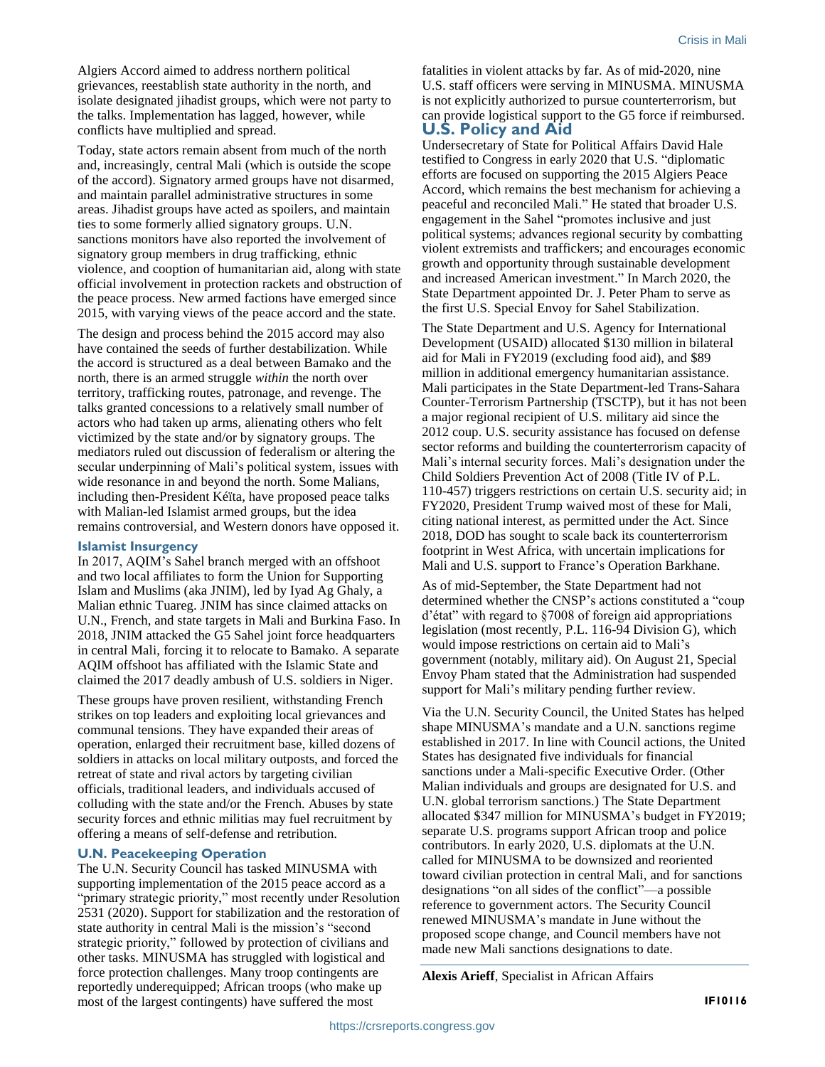Algiers Accord aimed to address northern political grievances, reestablish state authority in the north, and isolate designated jihadist groups, which were not party to the talks. Implementation has lagged, however, while conflicts have multiplied and spread.

Today, state actors remain absent from much of the north and, increasingly, central Mali (which is outside the scope of the accord). Signatory armed groups have not disarmed, and maintain parallel administrative structures in some areas. Jihadist groups have acted as spoilers, and maintain ties to some formerly allied signatory groups. U.N. sanctions monitors have also reported the involvement of signatory group members in drug trafficking, ethnic violence, and cooption of humanitarian aid, along with state official involvement in protection rackets and obstruction of the peace process. New armed factions have emerged since 2015, with varying views of the peace accord and the state.

The design and process behind the 2015 accord may also have contained the seeds of further destabilization. While the accord is structured as a deal between Bamako and the north, there is an armed struggle *within* the north over territory, trafficking routes, patronage, and revenge. The talks granted concessions to a relatively small number of actors who had taken up arms, alienating others who felt victimized by the state and/or by signatory groups. The mediators ruled out discussion of federalism or altering the secular underpinning of Mali's political system, issues with wide resonance in and beyond the north. Some Malians, including then-President Kéïta, have proposed peace talks with Malian-led Islamist armed groups, but the idea remains controversial, and Western donors have opposed it.

### Islamist Insurgency

In 2017, AQIM's Sahel branch merged with an offshoot and two local affiliates to form the Union for Supporting Islam and Muslims (aka JNIM), led by Iyad Ag Ghaly, a Malian ethnic Tuareg. JNIM has since claimed attacks on U.N., French, and state targets in Mali and Burkina Faso. In 2018, JNIM attacked the G5 Sahel joint force headquarters in central Mali, forcing it to relocate to Bamako. A separate AQIM offshoot has affiliated with the Islamic State and claimed the 2017 deadly ambush of U.S. soldiers in Niger.

These groups have proven resilient, withstanding French strikes on top leaders and exploiting local grievances and communal tensions. They have expanded their areas of operation, enlarged their recruitment base, killed dozens of soldiers in attacks on local military outposts, and forced the retreat of state and rival actors by targeting civilian officials, traditional leaders, and individuals accused of colluding with the state and/or the French. Abuses by state security forces and ethnic militias may fuel recruitment by offering a means of self-defense and retribution.

### U.N. Peacekeeping Operation

The U.N. Security Council has tasked MINUSMA with supporting implementation of the 2015 peace accord as a "primary strategic priority," most recently under Resolution 2531 (2020). Support for stabilization and the restoration of state authority in central Mali is the mission's "second strategic priority," followed by protection of civilians and other tasks. MINUSMA has struggled with logistical and force protection challenges. Many troop contingents are reportedly underequipped; African troops (who make up most of the largest contingents) have suffered the most fatalities in violent attacks by far. As of mid-2020, nine U.S. staff officers were serving in MINUSMA. MINUSMA is not explicitly authorized to pursue counterterrorism, but can provide logistical support to the G5 force if reimbursed.

## U.S. Policy and Aid

Undersecretary of State for Political Affairs David Hale testified to Congress in early 2020 that U.S. "diplomatic efforts are focused on supporting the 2015 Algiers Peace Accord, which remains the best mechanism for achieving a peaceful and reconciled Mali." He stated that broader U.S. engagement in the Sahel "promotes inclusive and just political systems; advances regional security by combatting violent extremists and traffickers; and encourages economic growth and opportunity through sustainable development and increased American investment." In March 2020, the State Department appointed Dr. J. Peter Pham to serve as the first U.S. Special Envoy for Sahel Stabilization.

The State Department and U.S. Agency for International Development (USAID) allocated $130 million in bilateral aid for Mali in FY2019 (excluding food aid), and $89 million in additional emergency humanitarian assistance. Mali participates in the State Department-led Trans-Sahara Counter-Terrorism Partnership (TSCTP), but it has not been a major regional recipient of U.S. military aid since the 2012 coup. U.S. security assistance has focused on defense sector reforms and building the counterterrorism capacity of Mali's internal security forces. Mali's designation under the Child Soldiers Prevention Act of 2008 (Title IV of P.L. 110-457) triggers restrictions on certain U.S. security aid; in FY2020, President Trump waived most of these for Mali, citing national interest, as permitted under the Act. Since 2018, DOD has sought to scale back its counterterrorism footprint in West Africa, with uncertain implications for Mali and U.S. support to France's Operation Barkhane.

As of mid-September, the State Department had not determined whether the CNSP's actions constituted a "coup d'état" with regard to §7008 of foreign aid appropriations legislation (most recently, P.L. 116-94 Division G), which would impose restrictions on certain aid to Mali's government (notably, military aid). On August 21, Special Envoy Pham stated that the Administration had suspended support for Mali's military pending further review.

Via the U.N. Security Council, the United States has helped shape MINUSMA's mandate and a U.N. sanctions regime established in 2017. In line with Council actions, the United States has designated five individuals for financial sanctions under a Mali-specific Executive Order. (Other Malian individuals and groups are designated for U.S. and U.N. global terrorism sanctions.) The State Department allocated $347 million for MINUSMA's budget in FY2019; separate U.S. programs support African troop and police contributors. In early 2020, U.S. diplomats at the U.N. called for MINUSMA to be downsized and reoriented toward civilian protection in central Mali, and for sanctions designations "on all sides of the conflict"—a possible reference to government actors. The Security Council renewed MINUSMA's mandate in June without the proposed scope change, and Council members have not made new Mali sanctions designations to date.

**Alexis Arieff**, Specialist in African Affairs

**IF10116**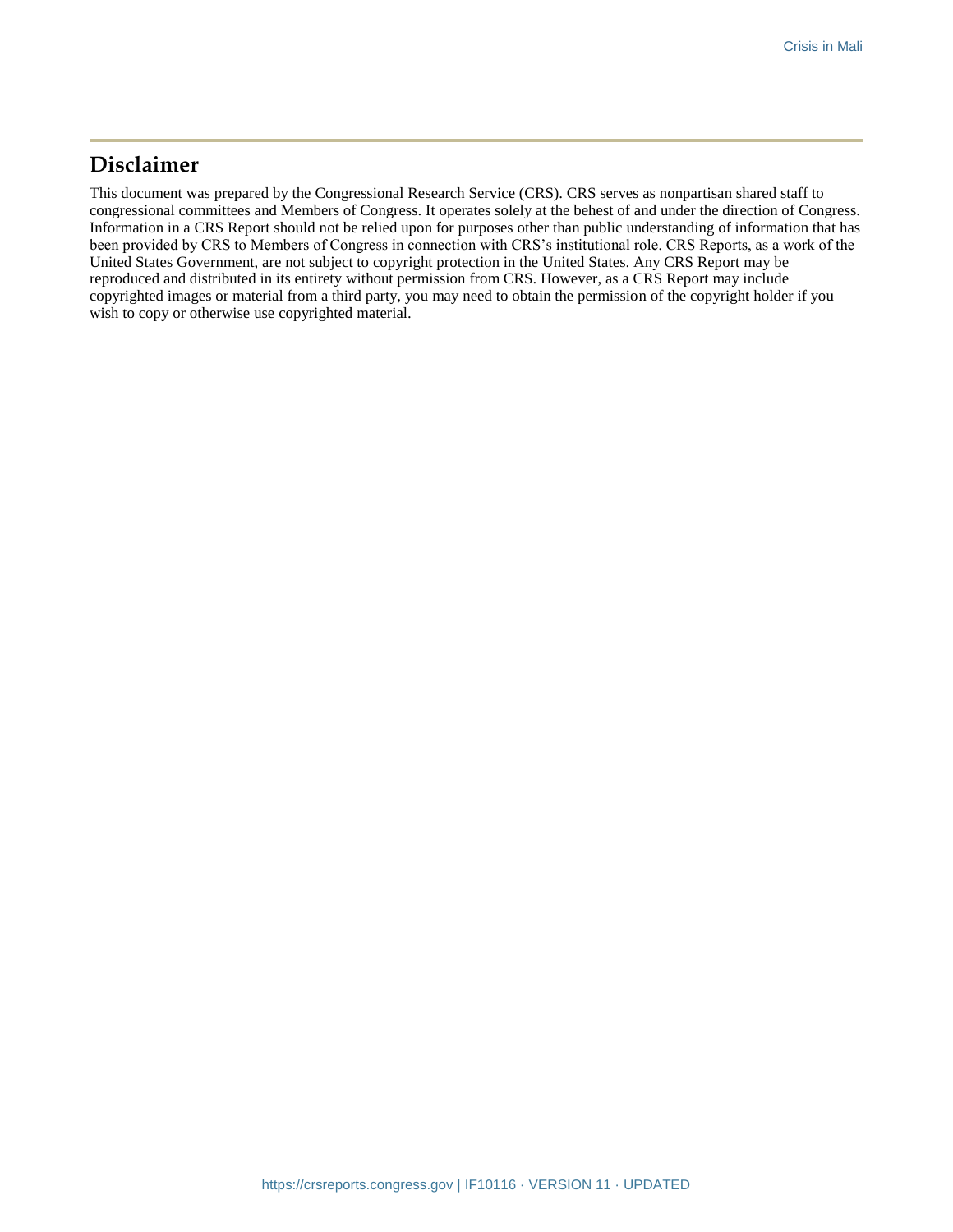## Disclaimer

This document was prepared by the Congressional Research Service (CRS). CRS serves as nonpartisan shared staff to congressional committees and Members of Congress. It operates solely at the behest of and under the direction of Congress. Information in a CRS Report should not be relied upon for purposes other than public understanding of information that has been provided by CRS to Members of Congress in connection with CRS's institutional role. CRS Reports, as a work of the United States Government, are not subject to copyright protection in the United States. Any CRS Report may be reproduced and distributed in its entirety without permission from CRS. However, as a CRS Report may include copyrighted images or material from a third party, you may need to obtain the permission of the copyright holder if you wish to copy or otherwise use copyrighted material.